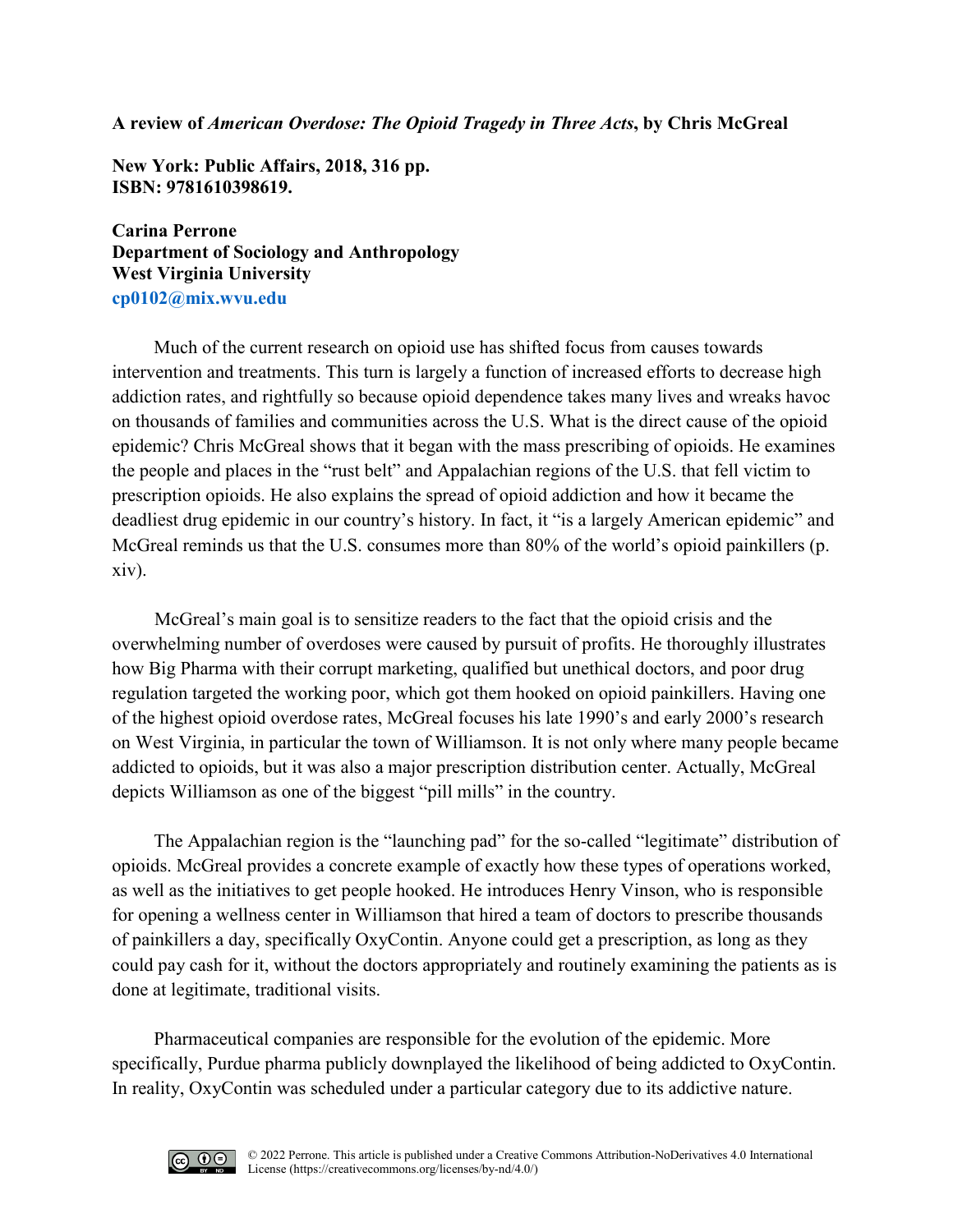**A review of *American Overdose: The Opioid Tragedy in Three Acts*, by Chris McGreal**

**New York: Public Affairs, 2018, 316 pp.**
**ISBN: 9781610398619.**

**Carina Perrone**
**Department of Sociology and Anthropology**
**West Virginia University**
**cp0102@mix.wvu.edu**

Much of the current research on opioid use has shifted focus from causes towards intervention and treatments. This turn is largely a function of increased efforts to decrease high addiction rates, and rightfully so because opioid dependence takes many lives and wreaks havoc on thousands of families and communities across the U.S. What is the direct cause of the opioid epidemic? Chris McGreal shows that it began with the mass prescribing of opioids. He examines the people and places in the "rust belt" and Appalachian regions of the U.S. that fell victim to prescription opioids. He also explains the spread of opioid addiction and how it became the deadliest drug epidemic in our country's history. In fact, it "is a largely American epidemic" and McGreal reminds us that the U.S. consumes more than 80% of the world's opioid painkillers (p. xiv).

McGreal's main goal is to sensitize readers to the fact that the opioid crisis and the overwhelming number of overdoses were caused by pursuit of profits. He thoroughly illustrates how Big Pharma with their corrupt marketing, qualified but unethical doctors, and poor drug regulation targeted the working poor, which got them hooked on opioid painkillers. Having one of the highest opioid overdose rates, McGreal focuses his late 1990's and early 2000's research on West Virginia, in particular the town of Williamson. It is not only where many people became addicted to opioids, but it was also a major prescription distribution center. Actually, McGreal depicts Williamson as one of the biggest "pill mills" in the country.

The Appalachian region is the "launching pad" for the so-called "legitimate" distribution of opioids. McGreal provides a concrete example of exactly how these types of operations worked, as well as the initiatives to get people hooked. He introduces Henry Vinson, who is responsible for opening a wellness center in Williamson that hired a team of doctors to prescribe thousands of painkillers a day, specifically OxyContin. Anyone could get a prescription, as long as they could pay cash for it, without the doctors appropriately and routinely examining the patients as is done at legitimate, traditional visits.

Pharmaceutical companies are responsible for the evolution of the epidemic. More specifically, Purdue pharma publicly downplayed the likelihood of being addicted to OxyContin. In reality, OxyContin was scheduled under a particular category due to its addictive nature.

© 2022 Perrone. This article is published under a Creative Commons Attribution-NoDerivatives 4.0 International License (https://creativecommons.org/licenses/by-nd/4.0/)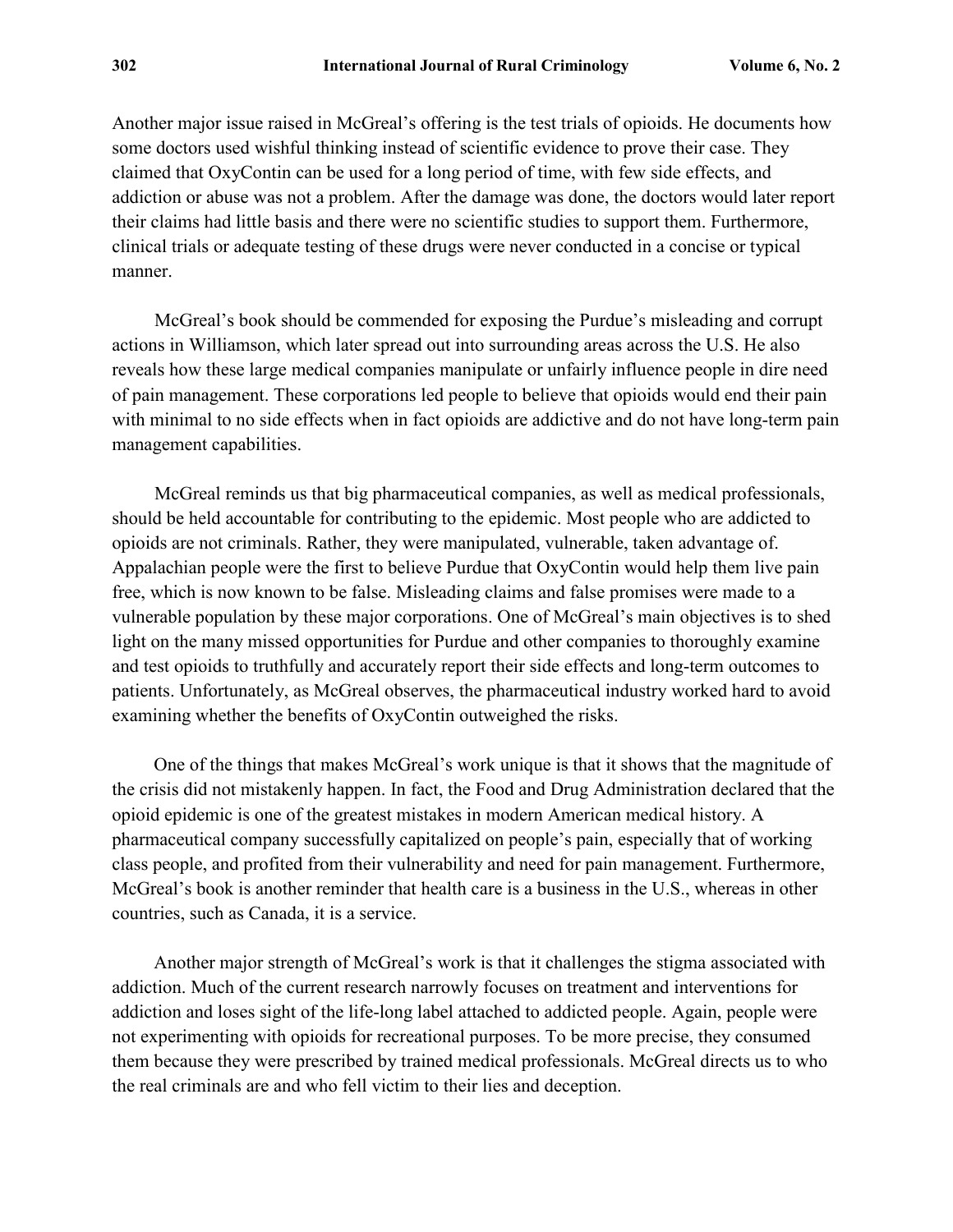Another major issue raised in McGreal's offering is the test trials of opioids. He documents how some doctors used wishful thinking instead of scientific evidence to prove their case. They claimed that OxyContin can be used for a long period of time, with few side effects, and addiction or abuse was not a problem. After the damage was done, the doctors would later report their claims had little basis and there were no scientific studies to support them. Furthermore, clinical trials or adequate testing of these drugs were never conducted in a concise or typical manner.

McGreal's book should be commended for exposing the Purdue's misleading and corrupt actions in Williamson, which later spread out into surrounding areas across the U.S. He also reveals how these large medical companies manipulate or unfairly influence people in dire need of pain management. These corporations led people to believe that opioids would end their pain with minimal to no side effects when in fact opioids are addictive and do not have long-term pain management capabilities.

McGreal reminds us that big pharmaceutical companies, as well as medical professionals, should be held accountable for contributing to the epidemic. Most people who are addicted to opioids are not criminals. Rather, they were manipulated, vulnerable, taken advantage of. Appalachian people were the first to believe Purdue that OxyContin would help them live pain free, which is now known to be false. Misleading claims and false promises were made to a vulnerable population by these major corporations. One of McGreal's main objectives is to shed light on the many missed opportunities for Purdue and other companies to thoroughly examine and test opioids to truthfully and accurately report their side effects and long-term outcomes to patients. Unfortunately, as McGreal observes, the pharmaceutical industry worked hard to avoid examining whether the benefits of OxyContin outweighed the risks.

One of the things that makes McGreal's work unique is that it shows that the magnitude of the crisis did not mistakenly happen. In fact, the Food and Drug Administration declared that the opioid epidemic is one of the greatest mistakes in modern American medical history. A pharmaceutical company successfully capitalized on people's pain, especially that of working class people, and profited from their vulnerability and need for pain management. Furthermore, McGreal's book is another reminder that health care is a business in the U.S., whereas in other countries, such as Canada, it is a service.

Another major strength of McGreal's work is that it challenges the stigma associated with addiction. Much of the current research narrowly focuses on treatment and interventions for addiction and loses sight of the life-long label attached to addicted people. Again, people were not experimenting with opioids for recreational purposes. To be more precise, they consumed them because they were prescribed by trained medical professionals. McGreal directs us to who the real criminals are and who fell victim to their lies and deception.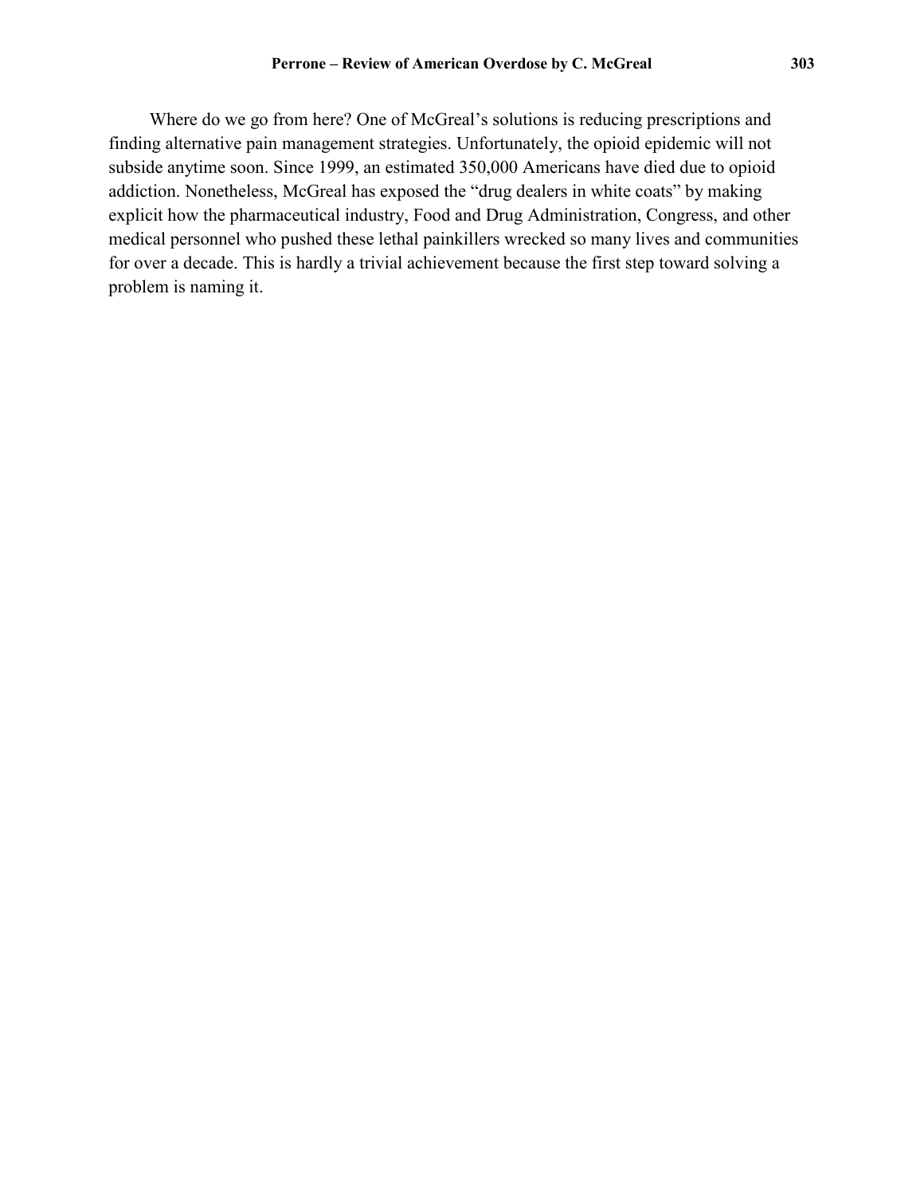Where do we go from here? One of McGreal's solutions is reducing prescriptions and finding alternative pain management strategies. Unfortunately, the opioid epidemic will not subside anytime soon. Since 1999, an estimated 350,000 Americans have died due to opioid addiction. Nonetheless, McGreal has exposed the "drug dealers in white coats" by making explicit how the pharmaceutical industry, Food and Drug Administration, Congress, and other medical personnel who pushed these lethal painkillers wrecked so many lives and communities for over a decade. This is hardly a trivial achievement because the first step toward solving a problem is naming it.